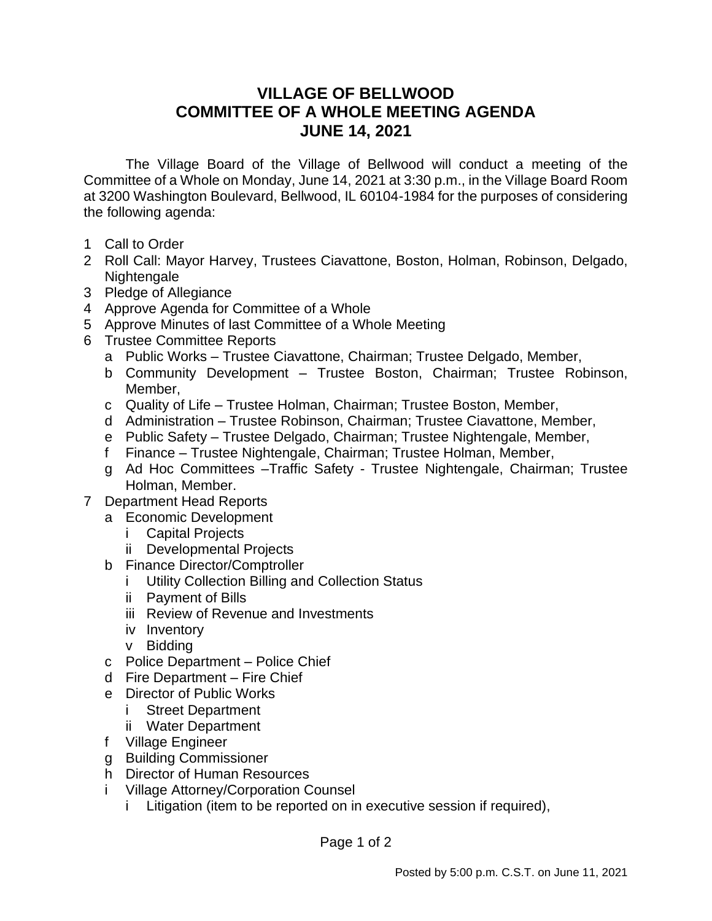# VILLAGE OF BELLWOOD
# COMMITTEE OF A WHOLE MEETING AGENDA
# JUNE 14, 2021

The Village Board of the Village of Bellwood will conduct a meeting of the Committee of a Whole on Monday, June 14, 2021 at 3:30 p.m., in the Village Board Room at 3200 Washington Boulevard, Bellwood, IL 60104-1984 for the purposes of considering the following agenda:

1 Call to Order
2 Roll Call: Mayor Harvey, Trustees Ciavattone, Boston, Holman, Robinson, Delgado, Nightengale
3 Pledge of Allegiance
4 Approve Agenda for Committee of a Whole
5 Approve Minutes of last Committee of a Whole Meeting
6 Trustee Committee Reports
   - a Public Works – Trustee Ciavattone, Chairman; Trustee Delgado, Member,
   - b Community Development – Trustee Boston, Chairman; Trustee Robinson, Member,
   - c Quality of Life – Trustee Holman, Chairman; Trustee Boston, Member,
   - d Administration – Trustee Robinson, Chairman; Trustee Ciavattone, Member,
   - e Public Safety – Trustee Delgado, Chairman; Trustee Nightengale, Member,
   - f Finance – Trustee Nightengale, Chairman; Trustee Holman, Member,
   - g Ad Hoc Committees –Traffic Safety - Trustee Nightengale, Chairman; Trustee Holman, Member.
7 Department Head Reports
   - a Economic Development
     - i Capital Projects
     - ii Developmental Projects
   - b Finance Director/Comptroller
     - i Utility Collection Billing and Collection Status
     - ii Payment of Bills
     - iii Review of Revenue and Investments
     - iv Inventory
     - v Bidding
   - c Police Department – Police Chief
   - d Fire Department – Fire Chief
   - e Director of Public Works
     - i Street Department
     - ii Water Department
   - f Village Engineer
   - g Building Commissioner
   - h Director of Human Resources
   - i Village Attorney/Corporation Counsel
     - i Litigation (item to be reported on in executive session if required),

Posted by 5:00 p.m. C.S.T. on June 11, 2021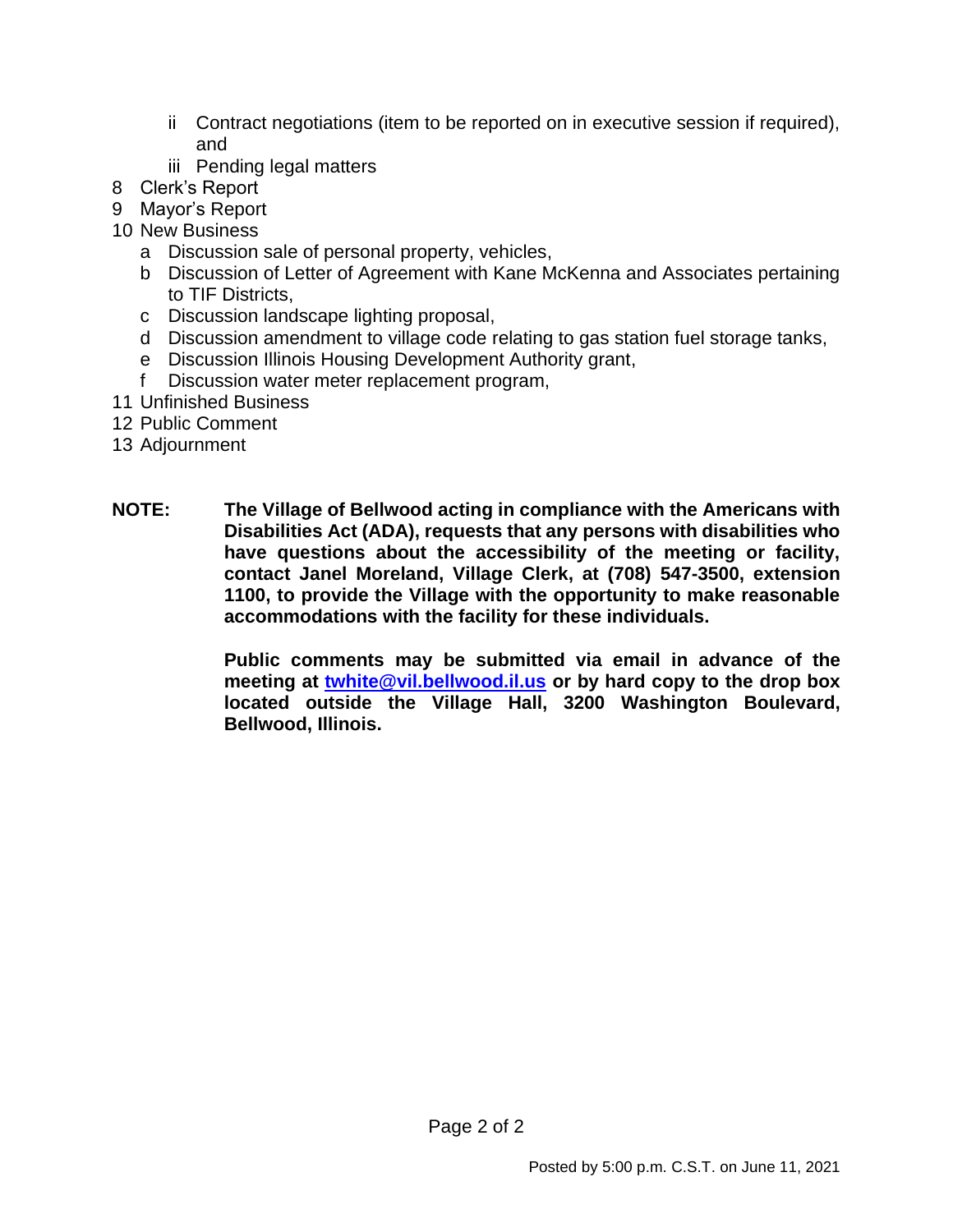- ii Contract negotiations (item to be reported on in executive session if required), and
   - iii Pending legal matters

8 Clerk's Report
9 Mayor's Report
10 New Business
   - a Discussion sale of personal property, vehicles,
   - b Discussion of Letter of Agreement with Kane McKenna and Associates pertaining to TIF Districts,
   - c Discussion landscape lighting proposal,
   - d Discussion amendment to village code relating to gas station fuel storage tanks,
   - e Discussion Illinois Housing Development Authority grant,
   - f Discussion water meter replacement program,

11 Unfinished Business
12 Public Comment
13 Adjournment

**NOTE: The Village of Bellwood acting in compliance with the Americans with Disabilities Act (ADA), requests that any persons with disabilities who have questions about the accessibility of the meeting or facility, contact Janel Moreland, Village Clerk, at (708) 547-3500, extension 1100, to provide the Village with the opportunity to make reasonable accommodations with the facility for these individuals.**

**Public comments may be submitted via email in advance of the meeting at twhite@vil.bellwood.il.us or by hard copy to the drop box located outside the Village Hall, 3200 Washington Boulevard, Bellwood, Illinois.**

Posted by 5:00 p.m. C.S.T. on June 11, 2021